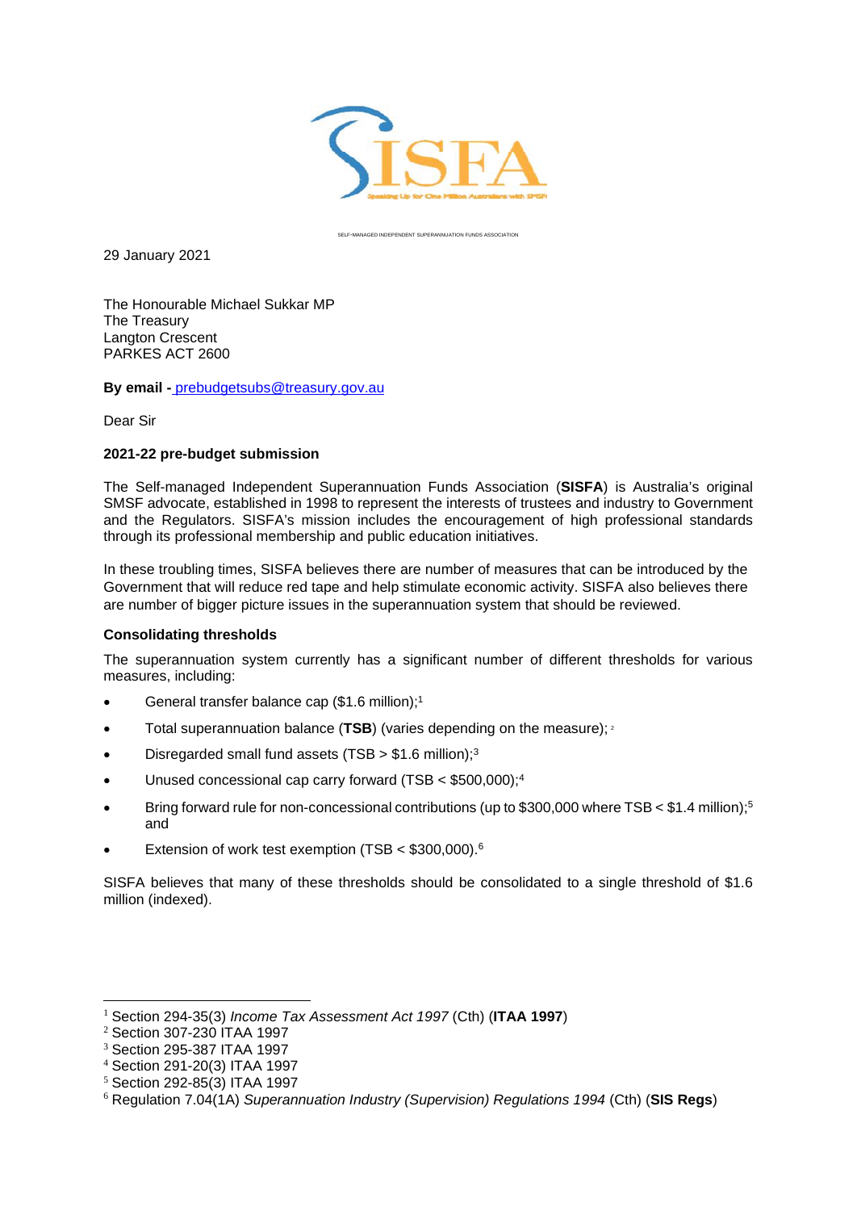SELF-MANAGED INDEPENDENT SUPERANNUATION FUNDS ASSOCIATION

29 January 2021

The Honourable Michael Sukkar MP
The Treasury
Langton Crescent
PARKES ACT 2600

**By email -** prebudgetsubs@treasury.gov.au

Dear Sir

**2021-22 pre-budget submission**

The Self-managed Independent Superannuation Funds Association (**SISFA**) is Australia's original SMSF advocate, established in 1998 to represent the interests of trustees and industry to Government and the Regulators. SISFA's mission includes the encouragement of high professional standards through its professional membership and public education initiatives.

In these troubling times, SISFA believes there are number of measures that can be introduced by the Government that will reduce red tape and help stimulate economic activity. SISFA also believes there are number of bigger picture issues in the superannuation system that should be reviewed.

**Consolidating thresholds**

The superannuation system currently has a significant number of different thresholds for various measures, including:

- General transfer balance cap ($1.6 million);[1]
- Total superannuation balance (**TSB**) (varies depending on the measure);[2]
- Disregarded small fund assets (TSB > $1.6 million);[3]
- Unused concessional cap carry forward (TSB < $500,000);[4]
- Bring forward rule for non-concessional contributions (up to $300,000 where TSB < $1.4 million);[5] and
- Extension of work test exemption (TSB < $300,000).[6]

SISFA believes that many of these thresholds should be consolidated to a single threshold of $1.6 million (indexed).

---

[1] Section 294-35(3) *Income Tax Assessment Act 1997* (Cth) (**ITAA 1997**)
[2] Section 307-230 ITAA 1997
[3] Section 295-387 ITAA 1997
[4] Section 291-20(3) ITAA 1997
[5] Section 292-85(3) ITAA 1997
[6] Regulation 7.04(1A) *Superannuation Industry (Supervision) Regulations 1994* (Cth) (**SIS Regs**)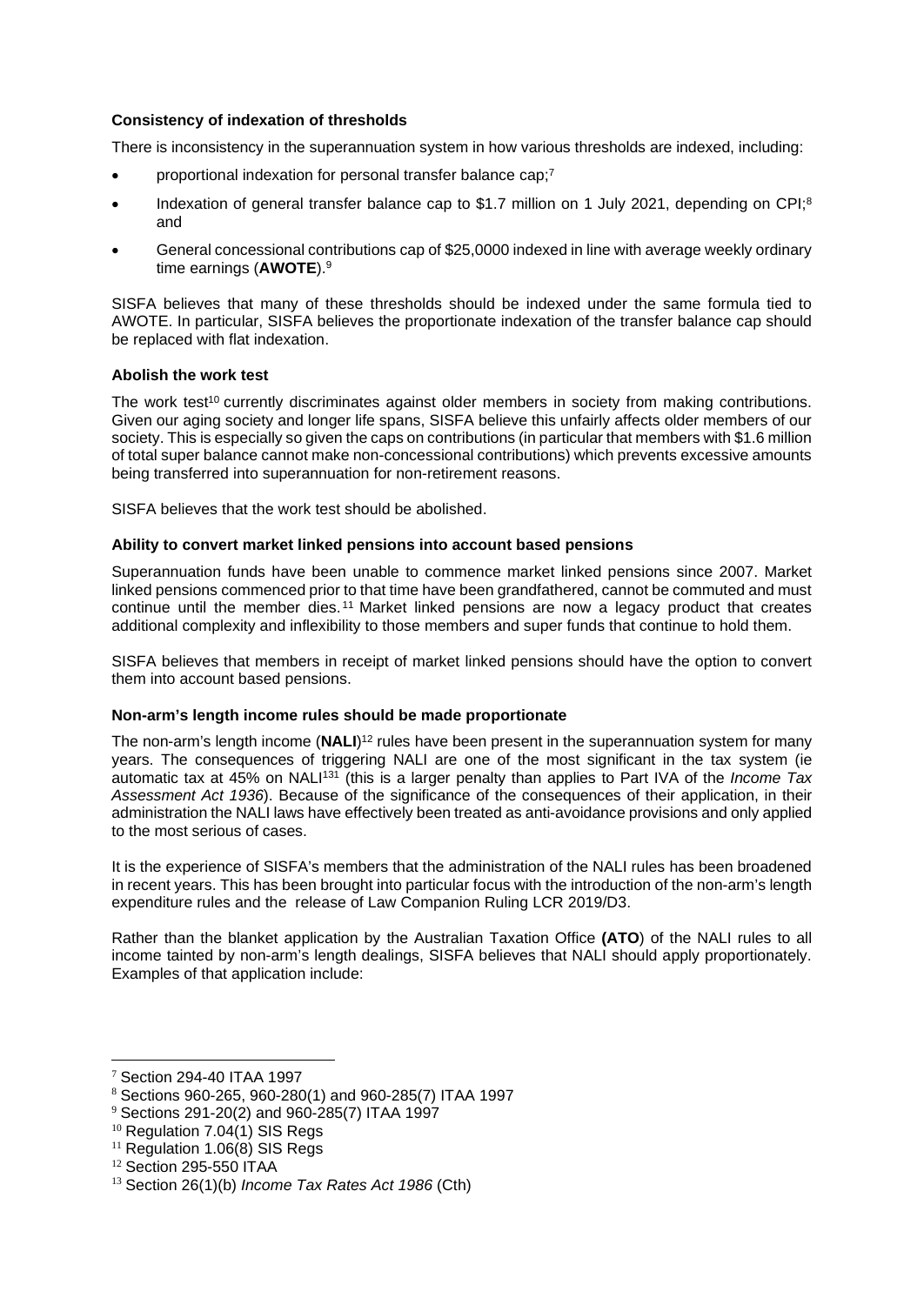**Consistency of indexation of thresholds**

There is inconsistency in the superannuation system in how various thresholds are indexed, including:

- proportional indexation for personal transfer balance cap;[7]
- Indexation of general transfer balance cap to $1.7 million on 1 July 2021, depending on CPI;[8] and
- General concessional contributions cap of $25,0000 indexed in line with average weekly ordinary time earnings (**AWOTE**).[9]

SISFA believes that many of these thresholds should be indexed under the same formula tied to AWOTE. In particular, SISFA believes the proportionate indexation of the transfer balance cap should be replaced with flat indexation.

**Abolish the work test**

The work test[10] currently discriminates against older members in society from making contributions. Given our aging society and longer life spans, SISFA believe this unfairly affects older members of our society. This is especially so given the caps on contributions (in particular that members with $1.6 million of total super balance cannot make non-concessional contributions) which prevents excessive amounts being transferred into superannuation for non-retirement reasons.

SISFA believes that the work test should be abolished.

**Ability to convert market linked pensions into account based pensions**

Superannuation funds have been unable to commence market linked pensions since 2007. Market linked pensions commenced prior to that time have been grandfathered, cannot be commuted and must continue until the member dies.[11] Market linked pensions are now a legacy product that creates additional complexity and inflexibility to those members and super funds that continue to hold them.

SISFA believes that members in receipt of market linked pensions should have the option to convert them into account based pensions.

**Non-arm's length income rules should be made proportionate**

The non-arm's length income (**NALI**)[12] rules have been present in the superannuation system for many years. The consequences of triggering NALI are one of the most significant in the tax system (ie automatic tax at 45% on NALI[131] (this is a larger penalty than applies to Part IVA of the *Income Tax Assessment Act 1936*). Because of the significance of the consequences of their application, in their administration the NALI laws have effectively been treated as anti-avoidance provisions and only applied to the most serious of cases.

It is the experience of SISFA's members that the administration of the NALI rules has been broadened in recent years. This has been brought into particular focus with the introduction of the non-arm's length expenditure rules and the release of Law Companion Ruling LCR 2019/D3.

Rather than the blanket application by the Australian Taxation Office **(ATO**) of the NALI rules to all income tainted by non-arm's length dealings, SISFA believes that NALI should apply proportionately. Examples of that application include:

---

[7] Section 294-40 ITAA 1997

[8] Sections 960-265, 960-280(1) and 960-285(7) ITAA 1997

[9] Sections 291-20(2) and 960-285(7) ITAA 1997

[10] Regulation 7.04(1) SIS Regs

[11] Regulation 1.06(8) SIS Regs

[12] Section 295-550 ITAA

[13] Section 26(1)(b) *Income Tax Rates Act 1986* (Cth)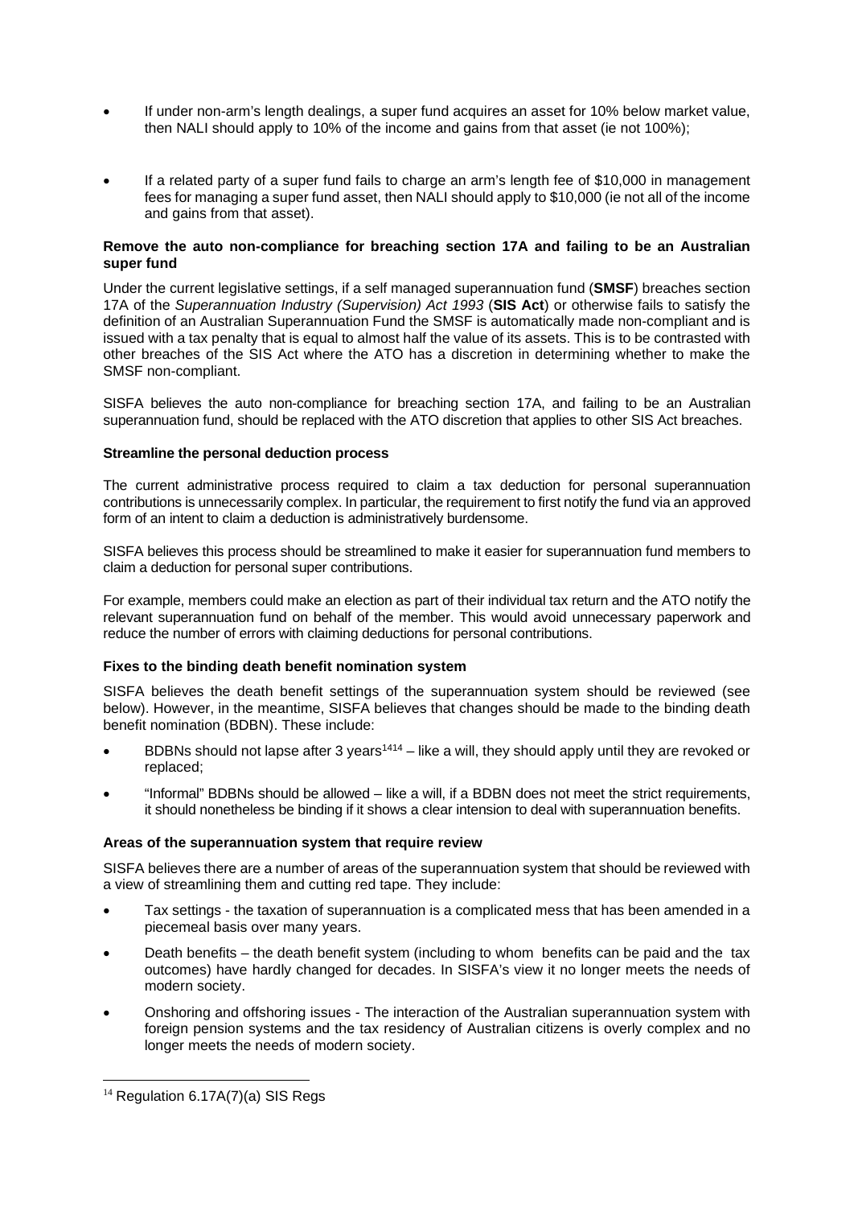- If under non-arm's length dealings, a super fund acquires an asset for 10% below market value, then NALI should apply to 10% of the income and gains from that asset (ie not 100%);

- If a related party of a super fund fails to charge an arm's length fee of $10,000 in management fees for managing a super fund asset, then NALI should apply to $10,000 (ie not all of the income and gains from that asset).

**Remove the auto non-compliance for breaching section 17A and failing to be an Australian super fund**

Under the current legislative settings, if a self managed superannuation fund (**SMSF**) breaches section 17A of the *Superannuation Industry (Supervision) Act 1993* (**SIS Act**) or otherwise fails to satisfy the definition of an Australian Superannuation Fund the SMSF is automatically made non-compliant and is issued with a tax penalty that is equal to almost half the value of its assets. This is to be contrasted with other breaches of the SIS Act where the ATO has a discretion in determining whether to make the SMSF non-compliant.

SISFA believes the auto non-compliance for breaching section 17A, and failing to be an Australian superannuation fund, should be replaced with the ATO discretion that applies to other SIS Act breaches.

**Streamline the personal deduction process**

The current administrative process required to claim a tax deduction for personal superannuation contributions is unnecessarily complex. In particular, the requirement to first notify the fund via an approved form of an intent to claim a deduction is administratively burdensome.

SISFA believes this process should be streamlined to make it easier for superannuation fund members to claim a deduction for personal super contributions.

For example, members could make an election as part of their individual tax return and the ATO notify the relevant superannuation fund on behalf of the member. This would avoid unnecessary paperwork and reduce the number of errors with claiming deductions for personal contributions.

**Fixes to the binding death benefit nomination system**

SISFA believes the death benefit settings of the superannuation system should be reviewed (see below). However, in the meantime, SISFA believes that changes should be made to the binding death benefit nomination (BDBN). These include:

- BDBNs should not lapse after 3 years[1414] – like a will, they should apply until they are revoked or replaced;
- "Informal" BDBNs should be allowed – like a will, if a BDBN does not meet the strict requirements, it should nonetheless be binding if it shows a clear intension to deal with superannuation benefits.

**Areas of the superannuation system that require review**

SISFA believes there are a number of areas of the superannuation system that should be reviewed with a view of streamlining them and cutting red tape. They include:

- Tax settings - the taxation of superannuation is a complicated mess that has been amended in a piecemeal basis over many years.
- Death benefits – the death benefit system (including to whom benefits can be paid and the tax outcomes) have hardly changed for decades. In SISFA's view it no longer meets the needs of modern society.
- Onshoring and offshoring issues - The interaction of the Australian superannuation system with foreign pension systems and the tax residency of Australian citizens is overly complex and no longer meets the needs of modern society.

[14] Regulation 6.17A(7)(a) SIS Regs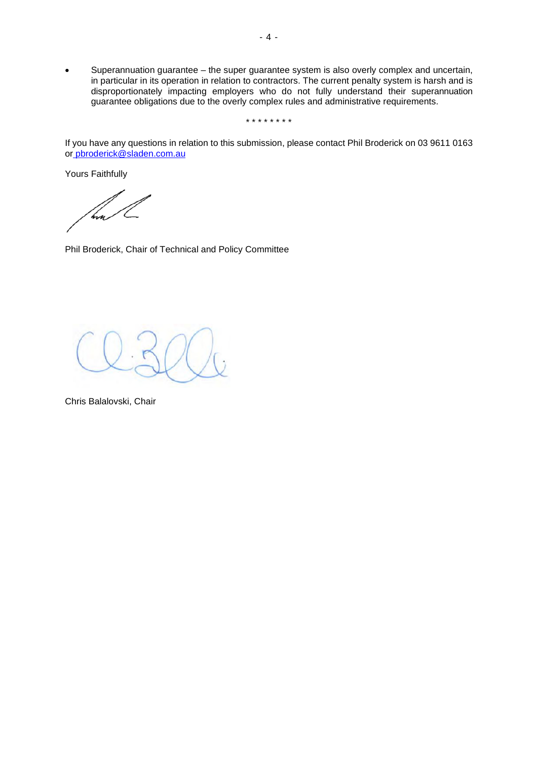- Superannuation guarantee – the super guarantee system is also overly complex and uncertain, in particular in its operation in relation to contractors. The current penalty system is harsh and is disproportionately impacting employers who do not fully understand their superannuation guarantee obligations due to the overly complex rules and administrative requirements.

* * * * * * * *

If you have any questions in relation to this submission, please contact Phil Broderick on 03 9611 0163 or pbroderick@sladen.com.au

Yours Faithfully

Phil Broderick, Chair of Technical and Policy Committee

Chris Balalovski, Chair